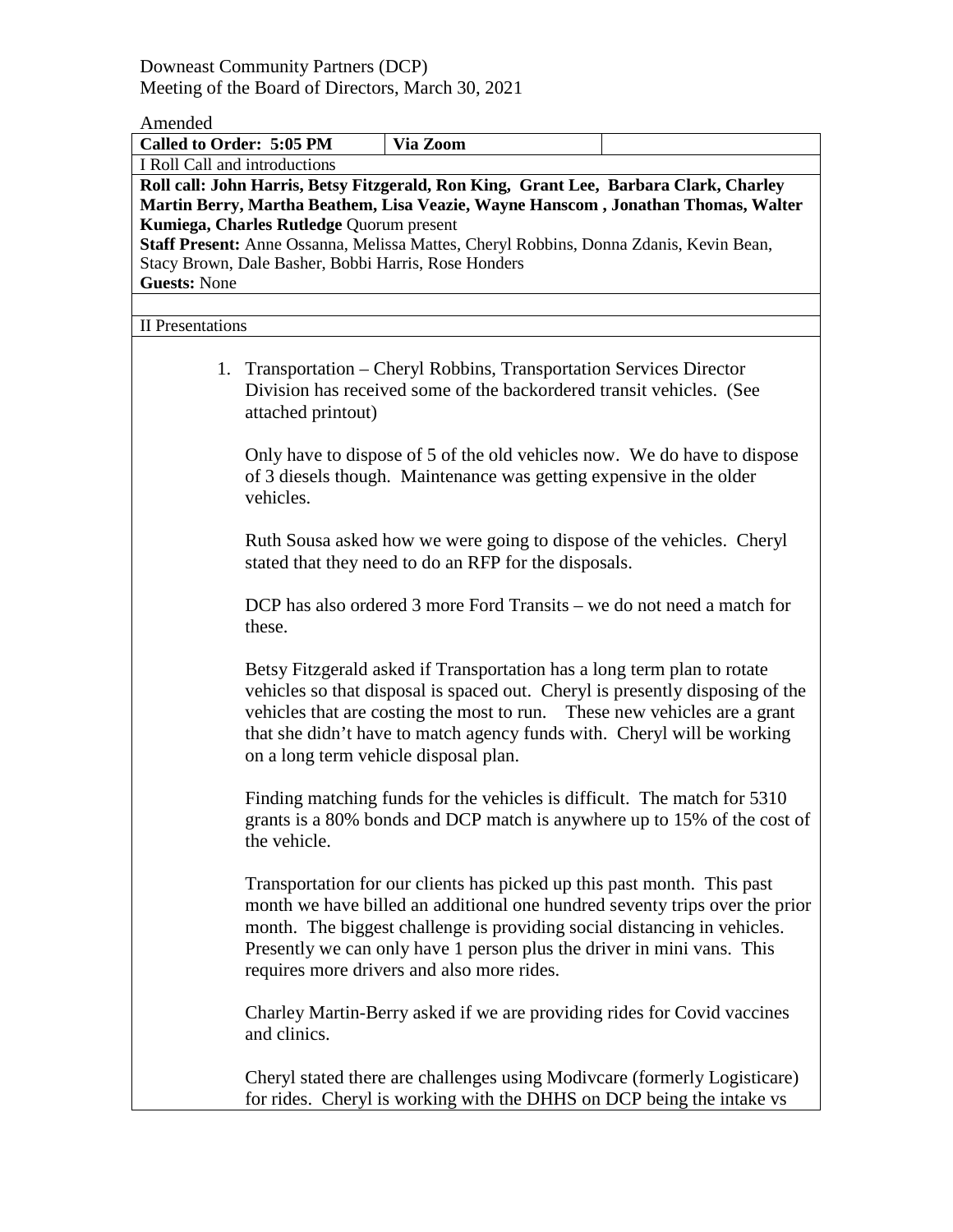Downeast Community Partners (DCP)
Meeting of the Board of Directors, March 30, 2021

Amended

| **Called to Order: 5:05 PM** | **Via Zoom** | |
|---|---|---|

I Roll Call and introductions

**Roll call: John Harris, Betsy Fitzgerald, Ron King, Grant Lee, Barbara Clark, Charley Martin Berry, Martha Beathem, Lisa Veazie, Wayne Hanscom , Jonathan Thomas, Walter Kumiega, Charles Rutledge** Quorum present

**Staff Present:** Anne Ossanna, Melissa Mattes, Cheryl Robbins, Donna Zdanis, Kevin Bean, Stacy Brown, Dale Basher, Bobbi Harris, Rose Honders

**Guests:** None

II Presentations

1. Transportation – Cheryl Robbins, Transportation Services Director
   Division has received some of the backordered transit vehicles. (See attached printout)

   Only have to dispose of 5 of the old vehicles now. We do have to dispose of 3 diesels though. Maintenance was getting expensive in the older vehicles.

   Ruth Sousa asked how we were going to dispose of the vehicles. Cheryl stated that they need to do an RFP for the disposals.

   DCP has also ordered 3 more Ford Transits – we do not need a match for these.

   Betsy Fitzgerald asked if Transportation has a long term plan to rotate vehicles so that disposal is spaced out. Cheryl is presently disposing of the vehicles that are costing the most to run. These new vehicles are a grant that she didn't have to match agency funds with. Cheryl will be working on a long term vehicle disposal plan.

   Finding matching funds for the vehicles is difficult. The match for 5310 grants is a 80% bonds and DCP match is anywhere up to 15% of the cost of the vehicle.

   Transportation for our clients has picked up this past month. This past month we have billed an additional one hundred seventy trips over the prior month. The biggest challenge is providing social distancing in vehicles. Presently we can only have 1 person plus the driver in mini vans. This requires more drivers and also more rides.

   Charley Martin-Berry asked if we are providing rides for Covid vaccines and clinics.

   Cheryl stated there are challenges using Modivcare (formerly Logisticare) for rides. Cheryl is working with the DHHS on DCP being the intake vs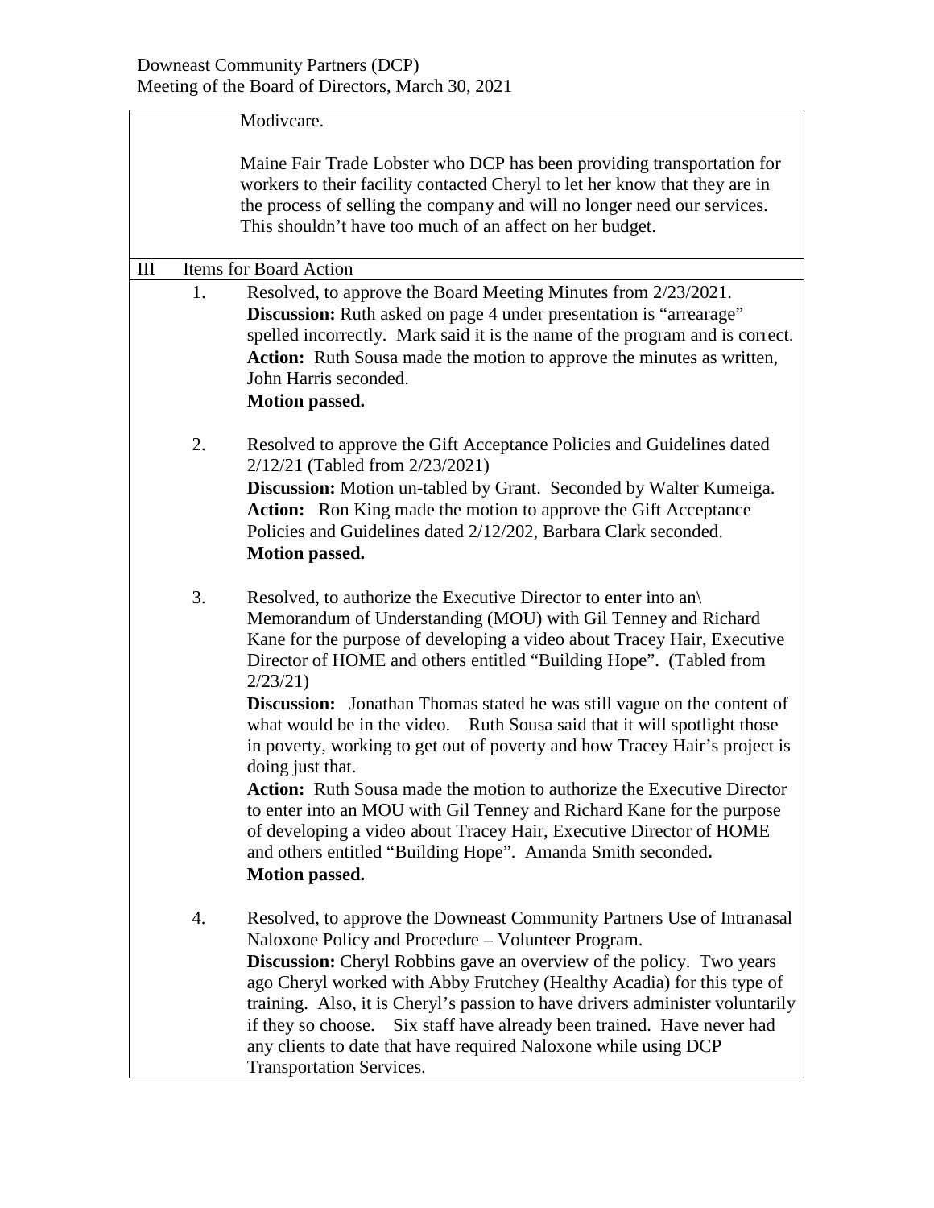Modivcare.

Maine Fair Trade Lobster who DCP has been providing transportation for workers to their facility contacted Cheryl to let her know that they are in the process of selling the company and will no longer need our services. This shouldn't have too much of an affect on her budget.

## III Items for Board Action

1. Resolved, to approve the Board Meeting Minutes from 2/23/2021.
   **Discussion:** Ruth asked on page 4 under presentation is "arrearage" spelled incorrectly. Mark said it is the name of the program and is correct.
   **Action:** Ruth Sousa made the motion to approve the minutes as written, John Harris seconded.
   **Motion passed.**

2. Resolved to approve the Gift Acceptance Policies and Guidelines dated 2/12/21 (Tabled from 2/23/2021)
   **Discussion:** Motion un-tabled by Grant. Seconded by Walter Kumeiga.
   **Action:** Ron King made the motion to approve the Gift Acceptance Policies and Guidelines dated 2/12/202, Barbara Clark seconded.
   **Motion passed.**

3. Resolved, to authorize the Executive Director to enter into an\ Memorandum of Understanding (MOU) with Gil Tenney and Richard Kane for the purpose of developing a video about Tracey Hair, Executive Director of HOME and others entitled "Building Hope". (Tabled from 2/23/21)
   **Discussion:** Jonathan Thomas stated he was still vague on the content of what would be in the video. Ruth Sousa said that it will spotlight those in poverty, working to get out of poverty and how Tracey Hair's project is doing just that.
   **Action:** Ruth Sousa made the motion to authorize the Executive Director to enter into an MOU with Gil Tenney and Richard Kane for the purpose of developing a video about Tracey Hair, Executive Director of HOME and others entitled "Building Hope". Amanda Smith seconded.
   **Motion passed.**

4. Resolved, to approve the Downeast Community Partners Use of Intranasal Naloxone Policy and Procedure – Volunteer Program.
   **Discussion:** Cheryl Robbins gave an overview of the policy. Two years ago Cheryl worked with Abby Frutchey (Healthy Acadia) for this type of training. Also, it is Cheryl's passion to have drivers administer voluntarily if they so choose. Six staff have already been trained. Have never had any clients to date that have required Naloxone while using DCP Transportation Services.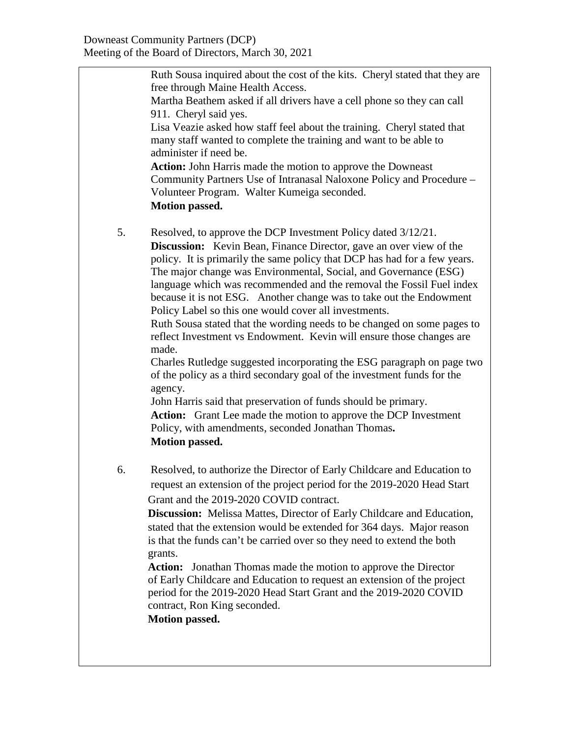Ruth Sousa inquired about the cost of the kits. Cheryl stated that they are free through Maine Health Access.

Martha Beathem asked if all drivers have a cell phone so they can call 911. Cheryl said yes.

Lisa Veazie asked how staff feel about the training. Cheryl stated that many staff wanted to complete the training and want to be able to administer if need be.

**Action:** John Harris made the motion to approve the Downeast Community Partners Use of Intranasal Naloxone Policy and Procedure – Volunteer Program. Walter Kumeiga seconded.

**Motion passed.**

5. Resolved, to approve the DCP Investment Policy dated 3/12/21.

   **Discussion:** Kevin Bean, Finance Director, gave an over view of the policy. It is primarily the same policy that DCP has had for a few years. The major change was Environmental, Social, and Governance (ESG) language which was recommended and the removal the Fossil Fuel index because it is not ESG. Another change was to take out the Endowment Policy Label so this one would cover all investments.

   Ruth Sousa stated that the wording needs to be changed on some pages to reflect Investment vs Endowment. Kevin will ensure those changes are made.

   Charles Rutledge suggested incorporating the ESG paragraph on page two of the policy as a third secondary goal of the investment funds for the agency.

   John Harris said that preservation of funds should be primary.

   **Action:** Grant Lee made the motion to approve the DCP Investment Policy, with amendments, seconded Jonathan Thomas**.**

   **Motion passed.**

6. Resolved, to authorize the Director of Early Childcare and Education to request an extension of the project period for the 2019-2020 Head Start Grant and the 2019-2020 COVID contract.

   **Discussion:** Melissa Mattes, Director of Early Childcare and Education, stated that the extension would be extended for 364 days. Major reason is that the funds can't be carried over so they need to extend the both grants.

   **Action:** Jonathan Thomas made the motion to approve the Director of Early Childcare and Education to request an extension of the project period for the 2019-2020 Head Start Grant and the 2019-2020 COVID contract, Ron King seconded.

   **Motion passed.**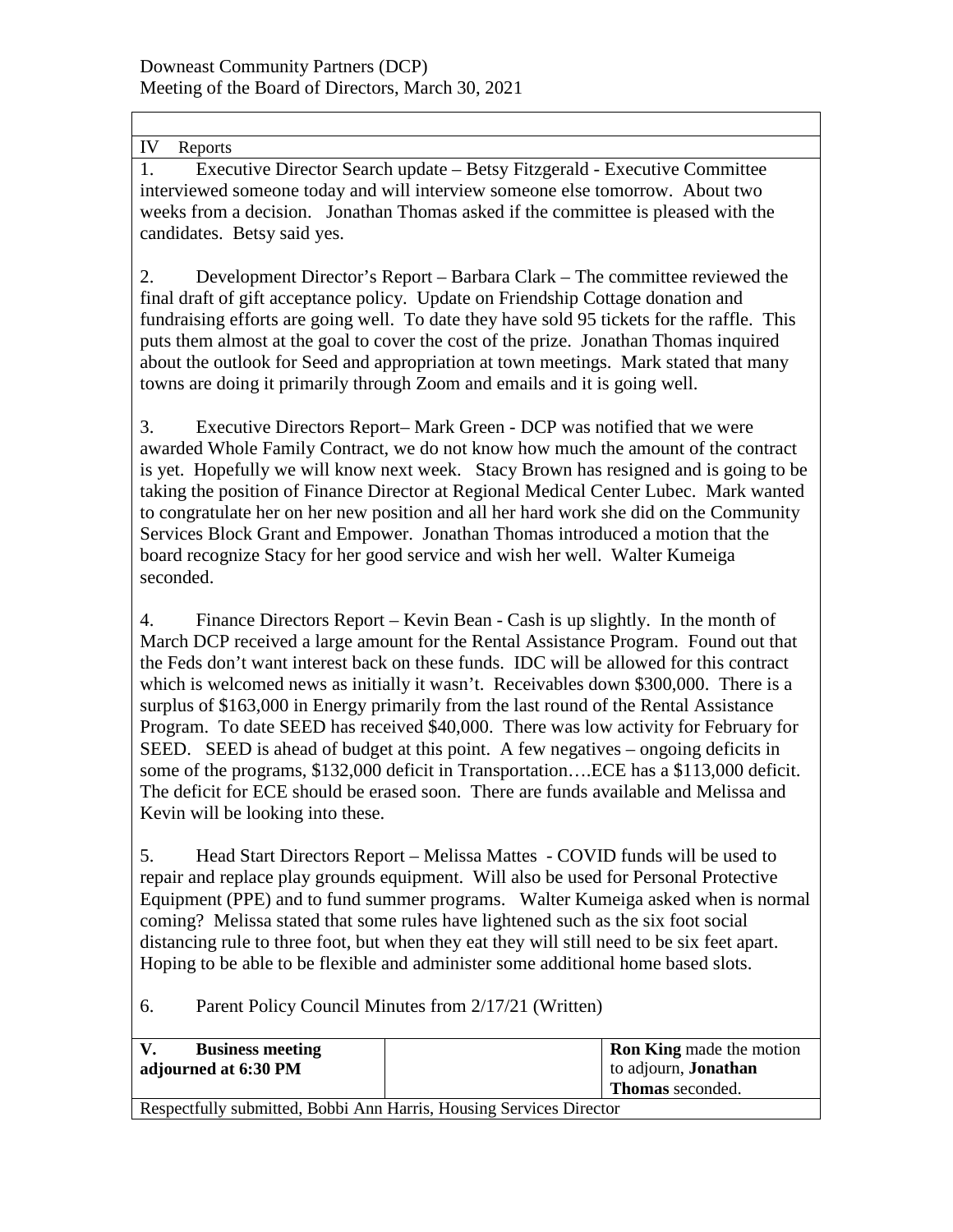Downeast Community Partners (DCP)
Meeting of the Board of Directors, March 30, 2021

IV Reports

1. Executive Director Search update – Betsy Fitzgerald - Executive Committee interviewed someone today and will interview someone else tomorrow. About two weeks from a decision. Jonathan Thomas asked if the committee is pleased with the candidates. Betsy said yes.

2. Development Director's Report – Barbara Clark – The committee reviewed the final draft of gift acceptance policy. Update on Friendship Cottage donation and fundraising efforts are going well. To date they have sold 95 tickets for the raffle. This puts them almost at the goal to cover the cost of the prize. Jonathan Thomas inquired about the outlook for Seed and appropriation at town meetings. Mark stated that many towns are doing it primarily through Zoom and emails and it is going well.

3. Executive Directors Report– Mark Green - DCP was notified that we were awarded Whole Family Contract, we do not know how much the amount of the contract is yet. Hopefully we will know next week. Stacy Brown has resigned and is going to be taking the position of Finance Director at Regional Medical Center Lubec. Mark wanted to congratulate her on her new position and all her hard work she did on the Community Services Block Grant and Empower. Jonathan Thomas introduced a motion that the board recognize Stacy for her good service and wish her well. Walter Kumeiga seconded.

4. Finance Directors Report – Kevin Bean - Cash is up slightly. In the month of March DCP received a large amount for the Rental Assistance Program. Found out that the Feds don't want interest back on these funds. IDC will be allowed for this contract which is welcomed news as initially it wasn't. Receivables down $300,000. There is a surplus of $163,000 in Energy primarily from the last round of the Rental Assistance Program. To date SEED has received $40,000. There was low activity for February for SEED. SEED is ahead of budget at this point. A few negatives – ongoing deficits in some of the programs, $132,000 deficit in Transportation….ECE has a $113,000 deficit. The deficit for ECE should be erased soon. There are funds available and Melissa and Kevin will be looking into these.

5. Head Start Directors Report – Melissa Mattes - COVID funds will be used to repair and replace play grounds equipment. Will also be used for Personal Protective Equipment (PPE) and to fund summer programs. Walter Kumeiga asked when is normal coming? Melissa stated that some rules have lightened such as the six foot social distancing rule to three foot, but when they eat they will still need to be six feet apart. Hoping to be able to be flexible and administer some additional home based slots.

6. Parent Policy Council Minutes from 2/17/21 (Written)

| **V. Business meeting adjourned at 6:30 PM** | | **Ron King** made the motion to adjourn, **Jonathan Thomas** seconded. |
|---|---|---|

Respectfully submitted, Bobbi Ann Harris, Housing Services Director